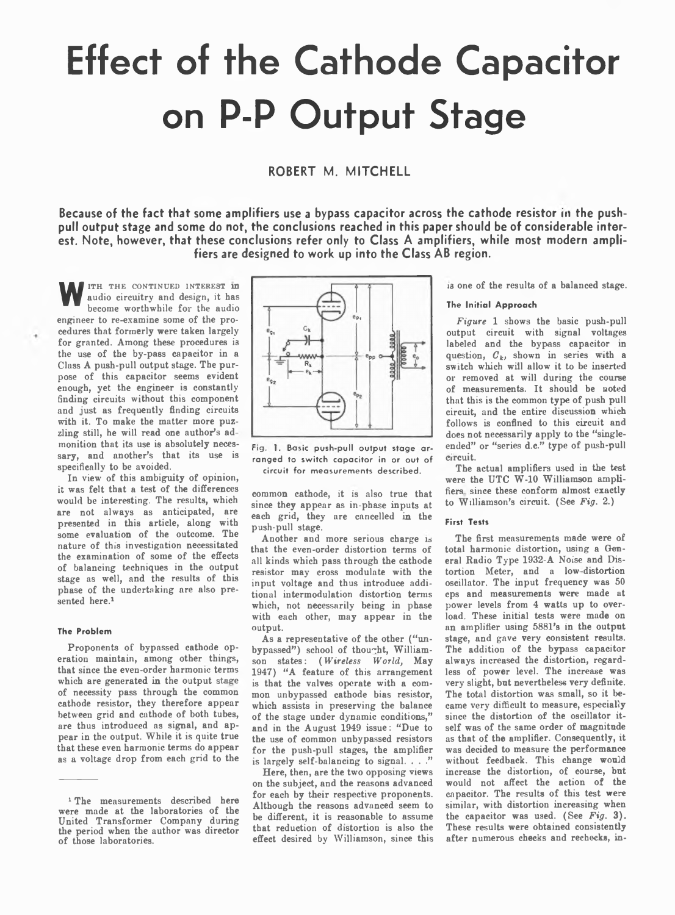# Effect of the Cathode Capacitor on P-P Output Stage

ROBERT M. MITCHELL

**Because of the fact that some amplifiers use a bypass capacitor across the cathode resistor in the push-pull output stage and some do not, the conclusions reached in this paper should be of considerable interest. Note, however, that these conclusions refer only to Class A amplifiers, while most modern amplifiers are designed to work up into the Class AB region.**

With the continued interest in audio circuitry and design, it has become worthwhile for the audio engineer to re-examine some of the procedures that formerly were taken largely for granted. Among these procedures is the use of the by-pass capacitor in a Class A push-pull output stage. The purpose of this capacitor seems evident enough, yet the engineer is constantly finding circuits without this component and just as frequently finding circuits with it. To make the matter more puzzling still, he will read one author's admonition that its use is absolutely necessary, and another's that its use is specifically to be avoided.

In view of this ambiguity of opinion, it was felt that a test of the differences would be interesting. The results, which are not always as anticipated, are presented in this article, along with some evaluation of the outcome. The nature of this investigation necessitated the examination of some of the effects of balancing techniques in the output stage as well, and the results of this phase of the undertaking are also presented here.[1]

Fig. 1. Basic push-pull output stage arranged to switch capacitor in or out of circuit for measurements described.

### The Problem

Proponents of bypassed cathode operation maintain, among other things, that since the even-order harmonic terms which are generated in the output stage of necessity pass through the common cathode resistor, they therefore appear between grid and cathode of both tubes, are thus introduced as signal, and appear in the output. While it is quite true that these even harmonic terms do appear as a voltage drop from each grid to the common cathode, it is also true that since they appear as in-phase inputs at each grid, they are cancelled in the push-pull stage.

Another and more serious charge is that the even-order distortion terms of all kinds which pass through the cathode resistor may cross modulate with the input voltage and thus introduce additional intermodulation distortion terms which, not necessarily being in phase with each other, may appear in the output.

As a representative of the other ("unbypassed") school of thought, Williamson states: (*Wireless World,* May 1947) "A feature of this arrangement is that the valves operate with a common unbypassed cathode bias resistor, which assists in preserving the balance of the stage under dynamic conditions," and in the August 1949 issue: "Due to the use of common unbypassed resistors for the push-pull stages, the amplifier is largely self-balancing to signal. . . ."

Here, then, are the two opposing views on the subject, and the reasons advanced for each by their respective proponents. Although the reasons advanced seem to be different, it is reasonable to assume that reduction of distortion is also the effect desired by Williamson, since this is one of the results of a balanced stage.

### The Initial Approach

*Figure* 1 shows the basic push-pull output circuit with signal voltages labeled and the bypass capacitor in question, $C_k$, shown in series with a switch which will allow it to be inserted or removed at will during the course of measurements. It should be noted that this is the common type of push pull circuit, and the entire discussion which follows is confined to this circuit and does not necessarily apply to the "single-ended" or "series d.c." type of push-pull circuit.

The actual amplifiers used in the test were the UTC W-10 Williamson amplifiers, since these conform almost exactly to Williamson's circuit. (See *Fig.* 2.)

### First Tests

The first measurements made were of total harmonic distortion, using a General Radio Type 1932-A Noise and Distortion Meter, and a low-distortion oscillator. The input frequency was 50 cps and measurements were made at power levels from 4 watts up to overload. These initial tests were made on an amplifier using 5881's in the output stage, and gave very consistent results. The addition of the bypass capacitor always increased the distortion, regardless of power level. The increase was very slight, but nevertheless very definite. The total distortion was small, so it became very difficult to measure, especially since the distortion of the oscillator itself was of the same order of magnitude as that of the amplifier. Consequently, it was decided to measure the performance without feedback. This change would increase the distortion, of course, but would not affect the action of the capacitor. The results of this test were similar, with distortion increasing when the capacitor was used. (See *Fig.* 3). These results were obtained consistently after numerous checks and rechecks, in-

[1] The measurements described here were made at the laboratories of the United Transformer Company during the period when the author was director of those laboratories.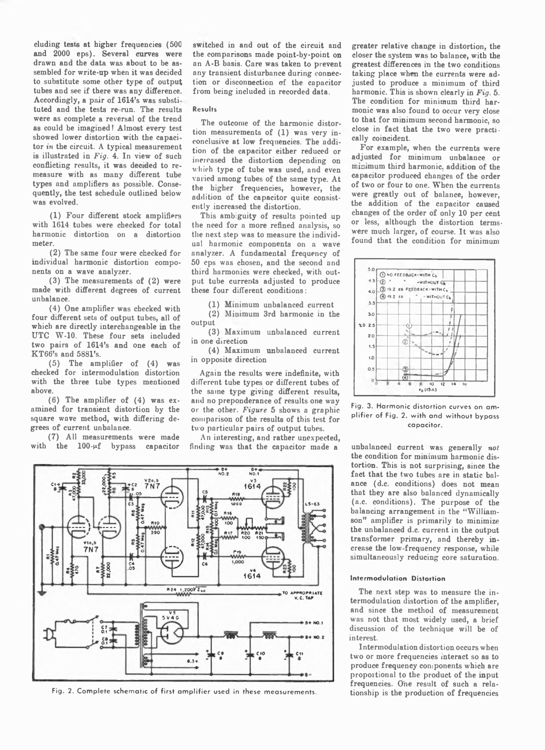cluding tests at higher frequencies (500 and 2000 cps). Several curves were drawn and the data was about to be assembled for write-up when it was decided to substitute some other type of output tubes and see if there was any difference. Accordingly, a pair of 1614's was substituted and the tests re-run. The results were as complete a reversal of the trend as could be imagined! Almost every test showed lower distortion with the capacitor *in* the circuit. A typical measurement is illustrated in *Fig.* 4. In view of such conflicting results, it was decided to remeasure with as many different tube types and amplifiers as possible. Consequently, the test schedule outlined below was evolved.

(1) Four different stock amplifiers with 1614 tubes were checked for total harmonic distortion on a distortion meter.

(2) The same four were checked for individual harmonic distortion components on a wave analyzer.

(3) The measurements of (2) were made with different degrees of current unbalance.

(4) One amplifier was checked with four different sets of output tubes, all of which are directly interchangeable in the UTC W-10. These four sets included two pairs of 1614's and one each of KT66's and 5881's.

(5) The amplifier of (4) was checked for intermodulation distortion with the three tube types mentioned above.

(6) The amplifier of (4) was examined for transient distortion by the square wave method, with differing degrees of current unbalance.

(7) All measurements were made with the 100-μf bypass capacitor switched in and out of the circuit and the comparisons made point-by-point on an A-B basis. Care was taken to prevent any transient disturbance during connection or disconnection of the capacitor from being included in recorded data.

#### Results

The outcome of the harmonic distortion measurements of (1) was very inconclusive at low frequencies. The addition of the capacitor either reduced or increased the distortion depending on which type of tube was used, and even varied among tubes of the same type. At the higher frequencies, however, the addition of the capacitor quite consistently increased the distortion.

This ambiguity of results pointed up the need for a more refined analysis, so the next step was to measure the individual harmonic components on a wave analyzer. A fundamental frequency of 50 cps was chosen, and the second and third harmonics were checked, with output tube currents adjusted to produce these four different conditions:

(1) Minimum unbalanced current

(2) Minimum 3rd harmonic in the output

(3) Maximum unbalanced current in one direction

(4) Maximum unbalanced current in opposite direction

Again the results were indefinite, with different tube types or different tubes of the same type giving different results, and no preponderance of results one way or the other. *Figure* 5 shows a graphic comparison of the results of this test for two particular pairs of output tubes.

An interesting, and rather unexpected, finding was that the capacitor made a greater relative change in distortion, the closer the system was to balance, with the greatest differences in the two conditions taking place when the currents were adjusted to produce a minimum of third harmonic. This is shown clearly in *Fig.* 5. The condition for minimum third harmonic was also found to occur very close to that for minimum second harmonic, so close in fact that the two were practically coincident.

For example, when the currents were adjusted for minimum unbalance or minimum third harmonic, addition of the capacitor produced changes of the order of two or four to one. When the currents were greatly out of balance, however, the addition of the capacitor caused changes of the order of only 10 per cent or less, although the distortion terms were much larger, of course. It was also found that the condition for minimum unbalanced current was generally *not* the condition for minimum harmonic distortion. This is not surprising, since the fact that the two tubes are in static balance (d.c. conditions) does not mean that they are also balanced dynamically (a.c. conditions). The purpose of the balancing arrangement in the "Williamson" amplifier is primarily to minimize the unbalanced d.c. current in the output transformer primary, and thereby increase the low-frequency response, while simultaneously reducing core saturation.

Fig. 3. Harmonic distortion curves on amplifier of Fig. 2. with and without bypass capacitor.

Fig. 2. Complete schematic of first amplifier used in these measurements.

#### Intermodulation Distortion

The next step was to measure the intermodulation distortion of the amplifier, and since the method of measurement was not that most widely used, a brief discussion of the technique will be of interest.

Intermodulation distortion occurs when two or more frequencies interact so as to produce frequency components which are proportional to the product of the input frequencies. One result of such a relationship is the production of frequencies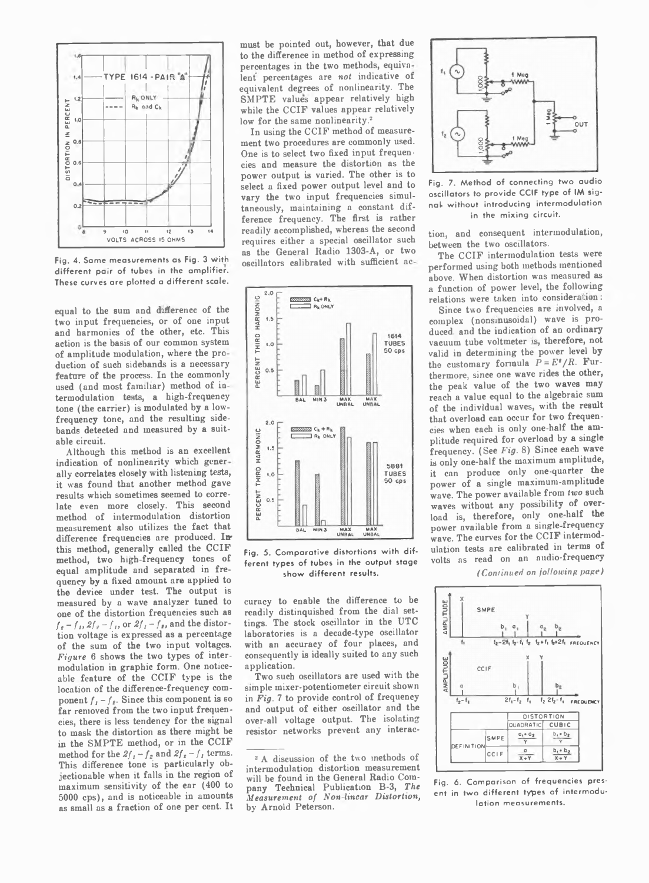Fig. 4. Same measurements as Fig. 3 with different pair of tubes in the amplifier. These curves are plotted a different scale.

equal to the sum and difference of the two input frequencies, or of one input and harmonics of the other, etc. This action is the basis of our common system of amplitude modulation, where the production of such sidebands is a necessary feature of the process. In the commonly used (and most familiar) method of intermodulation tests, a high-frequency tone (the carrier) is modulated by a low-frequency tone, and the resulting sidebands detected and measured by a suitable circuit.

Although this method is an excellent indication of nonlinearity which generally correlates closely with listening tests, it was found that another method gave results which sometimes seemed to correlate even more closely. This second method of intermodulation distortion measurement also utilizes the fact that difference frequencies are produced. In this method, generally called the CCIF method, two high-frequency tones of equal amplitude and separated in frequency by a fixed amount are applied to the device under test. The output is measured by a wave analyzer tuned to one of the distortion frequencies such as $f_2 - f_1$, $2f_2 - f_1$, or $2f_1 - f_2$, and the distortion voltage is expressed as a percentage of the sum of the two input voltages. *Figure* 6 shows the two types of intermodulation in graphic form. One noticeable feature of the CCIF type is the location of the difference-frequency component $f_1 - f_2$. Since this component is so far removed from the two input frequencies, there is less tendency for the signal to mask the distortion as there might be in the SMPTE method, or in the CCIF method for the $2f_1 - f_2$ and $2f_2 - f_1$ terms. This difference tone is particularly objectionable when it falls in the region of maximum sensitivity of the ear (400 to 5000 cps), and is noticeable in amounts as small as a fraction of one per cent. It must be pointed out, however, that due to the difference in method of expressing percentages in the two methods, equivalent percentages are *not* indicative of equivalent degrees of nonlinearity. The SMPTE values appear relatively high while the CCIF values appear relatively low for the same nonlinearity.[2]

In using the CCIF method of measurement two procedures are commonly used. One is to select two fixed input frequencies and measure the distortion as the power output is varied. The other is to select a fixed power output level and to vary the two input frequencies simultaneously, maintaining a constant difference frequency. The first is rather readily accomplished, whereas the second requires either a special oscillator such as the General Radio 1303-A, or two oscillators calibrated with sufficient accuracy to enable the difference to be readily distinguished from the dial settings. The stock oscillator in the UTC laboratories is a decade-type oscillator with an accuracy of four places, and consequently is ideally suited to any such application.

Fig. 5. Comparative distortions with different types of tubes in the output stage show different results.

Two such oscillators are used with the simple mixer-potentiometer circuit shown in *Fig.* 7 to provide control of frequency and output of either oscillator and the over-all voltage output. The isolating resistor networks prevent any interaction, and consequent intermodulation, between the two oscillators.

[2] A discussion of the two methods of intermodulation distortion measurement will be found in the General Radio Company Technical Publication B-3, *The Measurement of Non-linear Distortion*, by Arnold Peterson.

Fig. 7. Method of connecting two audio oscillators to provide CCIF type of IM signal without introducing intermodulation in the mixing circuit.

The CCIF intermodulation tests were performed using both methods mentioned above. When distortion was measured as a function of power level, the following relations were taken into consideration:

Since two frequencies are involved, a complex (nonsinusoidal) wave is produced, and the indication of an ordinary vacuum tube voltmeter is, therefore, not valid in determining the power level by the customary formula $P = E^2/R$. Furthermore, since one wave rides the other, the peak value of the two waves may reach a value equal to the algebraic sum of the individual waves, with the result that overload can occur for two frequencies when each is only one-half the amplitude required for overload by a single frequency. (See *Fig.* 8) Since each wave is only one-half the maximum amplitude, it can produce only one-quarter the power of a single maximum-amplitude wave. The power available from *two* such waves without any possibility of overload is, therefore, only one-half the power available from a single-frequency wave. The curves for the CCIF intermodulation tests are calibrated in terms of volts as read on an audio-frequency

*(Continued on following page)*

| | | DISTORTION | |
|---|---|---|---|
| | | QUADRATIC | CUBIC |
| DEFINITION | SMPE | $\frac{a_1+a_2}{Y}$ | $\frac{b_1+b_2}{Y}$ |
| | CCIF | $\frac{a}{X+Y}$ | $\frac{b_1+b_2}{X+Y}$ |

Fig. 6. Comparison of frequencies present in two different types of intermodulation measurements.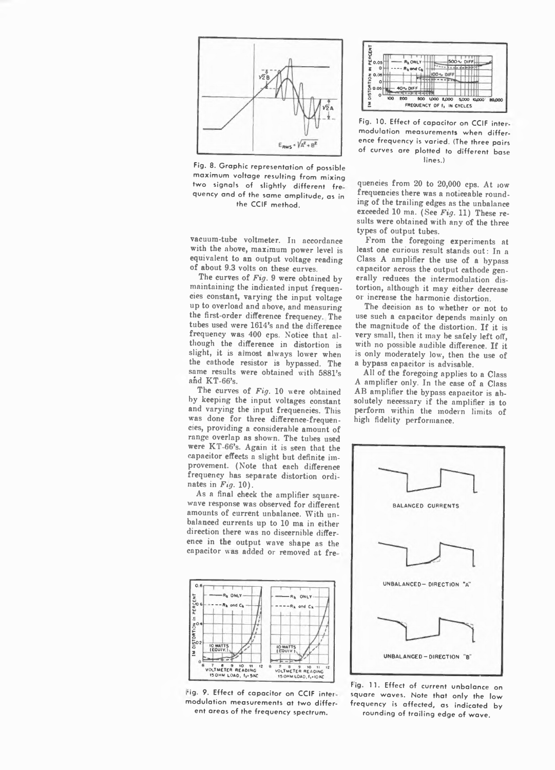$\sqrt{2}B$

$\sqrt{2}A$

$E_{RMS} = \sqrt{A^2 + B^2}$

Fig. 8. Graphic representation of possible maximum voltage resulting from mixing two signals of slightly different frequency and of the same amplitude, as in the CCIF method.

vacuum-tube voltmeter. In accordance with the above, maximum power level is equivalent to an output voltage reading of about 9.3 volts on these curves.

The curves of *Fig.* 9 were obtained by maintaining the indicated input frequencies constant, varying the input voltage up to overload and above, and measuring the first-order difference frequency. The tubes used were 1614's and the difference frequency was 400 cps. Notice that although the difference in distortion is slight, it is almost always lower when the cathode resistor is bypassed. The same results were obtained with 5881's and KT-66's.

The curves of *Fig.* 10 were obtained by keeping the input voltages constant and varying the input frequencies. This was done for three difference-frequencies, providing a considerable amount of range overlap as shown. The tubes used were KT-66's. Again it is seen that the capacitor effects a slight but definite improvement. (Note that each difference frequency has separate distortion ordinates in *Fig.* 10).

As a final check the amplifier square-wave response was observed for different amounts of current unbalance. With unbalanced currents up to 10 ma in either direction there was no discernible difference in the output wave shape as the capacitor was added or removed at frequencies from 20 to 20,000 cps. At low frequencies there was a noticeable rounding of the trailing edges as the unbalance exceeded 10 ma. (See *Fig.* 11) These results were obtained with any of the three types of output tubes.

From the foregoing experiments at least one curious result stands out: In a Class A amplifier the use of a bypass capacitor across the output cathode generally reduces the intermodulation distortion, although it may either decrease or increase the harmonic distortion.

The decision as to whether or not to use such a capacitor depends mainly on the magnitude of the distortion. If it is very small, then it may be safely left off, with no possible audible difference. If it is only moderately low, then the use of a bypass capacitor is advisable.

All of the foregoing applies to a Class A amplifier only. In the case of a Class AB amplifier the bypass capacitor is absolutely necessary if the amplifier is to perform within the modern limits of high fidelity performance.

IM DISTORTION IN PERCENT

0.8

0.6

0.4

0.2

0

$R_k$ ONLY

$R_k$ and $C_k$

10 WATTS (EQUIV.)

6 7 8 9 10 11 12

VOLTMETER READING

15 OHM LOAD, $f_1$ = 5KC

$R_k$ ONLY

$R_k$ and $C_k$

10 WATTS (EQUIV.)

6 7 8 9 10 11 12

VOLTMETER READING

15 OHM LOAD, $f_1$ = 10 KC

Fig. 9. Effect of capacitor on CCIF intermodulation measurements at two different areas of the frequency spectrum.

IM DISTORTION IN PERCENT

0.05

0

0.05

0

0.05

0

$R_k$ ONLY

$R_k$ and $C_k$

500~ DIFF

100~ DIFF

40~ DIFF

100 200 500 1,000 2,000 5,000 10,000 20,000

FREQUENCY OF $f_1$ IN CYCLES

Fig. 10. Effect of capacitor on CCIF intermodulation measurements when difference frequency is varied. (The three pairs of curves are plotted to different base lines.)

BALANCED CURRENTS

UNBALANCED— DIRECTION "A"

UNBALANCED — DIRECTION "B"

Fig. 11. Effect of current unbalance on square waves. Note that only the low frequency is affected, as indicated by rounding of trailing edge of wave.